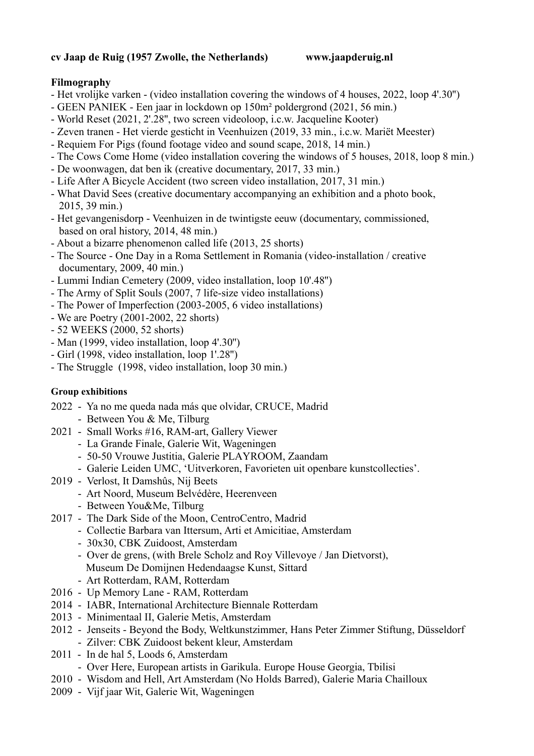**cv Jaap de Ruig (1957 Zwolle, the Netherlands) www.jaapderuig.nl**

**Filmography**

- Het vrolijke varken - (video installation covering the windows of 4 houses, 2022, loop 4'.30")
- GEEN PANIEK - Een jaar in lockdown op 150m² poldergrond (2021, 56 min.)
- World Reset (2021, 2'.28", two screen videoloop, i.c.w. Jacqueline Kooter)
- Zeven tranen - Het vierde gesticht in Veenhuizen (2019, 33 min., i.c.w. Mariët Meester)
- Requiem For Pigs (found footage video and sound scape, 2018, 14 min.)
- The Cows Come Home (video installation covering the windows of 5 houses, 2018, loop 8 min.)
- De woonwagen, dat ben ik (creative documentary, 2017, 33 min.)
- Life After A Bicycle Accident (two screen video installation, 2017, 31 min.)
- What David Sees (creative documentary accompanying an exhibition and a photo book, 2015, 39 min.)
- Het gevangenisdorp - Veenhuizen in de twintigste eeuw (documentary, commissioned, based on oral history, 2014, 48 min.)
- About a bizarre phenomenon called life (2013, 25 shorts)
- The Source - One Day in a Roma Settlement in Romania (video-installation / creative documentary, 2009, 40 min.)
- Lummi Indian Cemetery (2009, video installation, loop 10'.48")
- The Army of Split Souls (2007, 7 life-size video installations)
- The Power of Imperfection (2003-2005, 6 video installations)
- We are Poetry (2001-2002, 22 shorts)
- 52 WEEKS (2000, 52 shorts)
- Man (1999, video installation, loop 4'.30")
- Girl (1998, video installation, loop 1'.28")
- The Struggle (1998, video installation, loop 30 min.)

**Group exhibitions**

2022
- Ya no me queda nada más que olvidar, CRUCE, Madrid
- Between You & Me, Tilburg

2021
- Small Works #16, RAM-art, Gallery Viewer
- La Grande Finale, Galerie Wit, Wageningen
- 50-50 Vrouwe Justitia, Galerie PLAYROOM, Zaandam
- Galerie Leiden UMC, 'Uitverkoren, Favorieten uit openbare kunstcollecties'.

2019
- Verlost, It Damshûs, Nij Beets
- Art Noord, Museum Belvédère, Heerenveen
- Between You&Me, Tilburg

2017
- The Dark Side of the Moon, CentroCentro, Madrid
- Collectie Barbara van Ittersum, Arti et Amicitiae, Amsterdam
- 30x30, CBK Zuidoost, Amsterdam
- Over de grens, (with Brele Scholz and Roy Villevoye / Jan Dietvorst), Museum De Domijnen Hedendaagse Kunst, Sittard
- Art Rotterdam, RAM, Rotterdam

2016
- Up Memory Lane - RAM, Rotterdam

2014
- IABR, International Architecture Biennale Rotterdam

2013
- Minimentaal II, Galerie Metis, Amsterdam

2012
- Jenseits - Beyond the Body, Weltkunstzimmer, Hans Peter Zimmer Stiftung, Düsseldorf
- Zilver: CBK Zuidoost bekent kleur, Amsterdam

2011
- In de hal 5, Loods 6, Amsterdam
- Over Here, European artists in Garikula. Europe House Georgia, Tbilisi

2010
- Wisdom and Hell, Art Amsterdam (No Holds Barred), Galerie Maria Chailloux

2009
- Vijf jaar Wit, Galerie Wit, Wageningen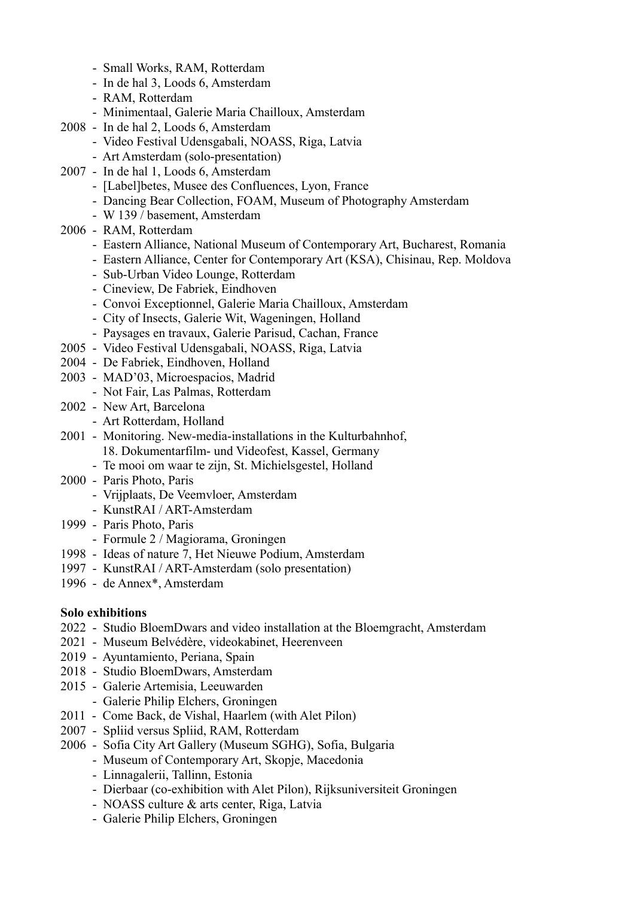- Small Works, RAM, Rotterdam
- In de hal 3, Loods 6, Amsterdam
- RAM, Rotterdam
- Minimentaal, Galerie Maria Chailloux, Amsterdam

2008 - In de hal 2, Loods 6, Amsterdam
- Video Festival Udensgabali, NOASS, Riga, Latvia
- Art Amsterdam (solo-presentation)

2007 - In de hal 1, Loods 6, Amsterdam
- [Label]betes, Musee des Confluences, Lyon, France
- Dancing Bear Collection, FOAM, Museum of Photography Amsterdam
- W 139 / basement, Amsterdam

2006 - RAM, Rotterdam
- Eastern Alliance, National Museum of Contemporary Art, Bucharest, Romania
- Eastern Alliance, Center for Contemporary Art (KSA), Chisinau, Rep. Moldova
- Sub-Urban Video Lounge, Rotterdam
- Cineview, De Fabriek, Eindhoven
- Convoi Exceptionnel, Galerie Maria Chailloux, Amsterdam
- City of Insects, Galerie Wit, Wageningen, Holland
- Paysages en travaux, Galerie Parisud, Cachan, France

2005 - Video Festival Udensgabali, NOASS, Riga, Latvia

2004 - De Fabriek, Eindhoven, Holland

2003 - MAD'03, Microespacios, Madrid
- Not Fair, Las Palmas, Rotterdam

2002 - New Art, Barcelona
- Art Rotterdam, Holland

2001 - Monitoring. New-media-installations in the Kulturbahnhof, 18. Dokumentarfilm- und Videofest, Kassel, Germany
- Te mooi om waar te zijn, St. Michielsgestel, Holland

2000 - Paris Photo, Paris
- Vrijplaats, De Veemvloer, Amsterdam
- KunstRAI / ART-Amsterdam

1999 - Paris Photo, Paris
- Formule 2 / Magiorama, Groningen

1998 - Ideas of nature 7, Het Nieuwe Podium, Amsterdam

1997 - KunstRAI / ART-Amsterdam (solo presentation)

1996 - de Annex*, Amsterdam

**Solo exhibitions**

2022 - Studio BloemDwars and video installation at the Bloemgracht, Amsterdam

2021 - Museum Belvédère, videokabinet, Heerenveen

2019 - Ayuntamiento, Periana, Spain

2018 - Studio BloemDwars, Amsterdam

2015 - Galerie Artemisia, Leeuwarden
- Galerie Philip Elchers, Groningen

2011 - Come Back, de Vishal, Haarlem (with Alet Pilon)

2007 - Spliid versus Spliid, RAM, Rotterdam

2006 - Sofia City Art Gallery (Museum SGHG), Sofia, Bulgaria
- Museum of Contemporary Art, Skopje, Macedonia
- Linnagalerii, Tallinn, Estonia
- Dierbaar (co-exhibition with Alet Pilon), Rijksuniversiteit Groningen
- NOASS culture & arts center, Riga, Latvia
- Galerie Philip Elchers, Groningen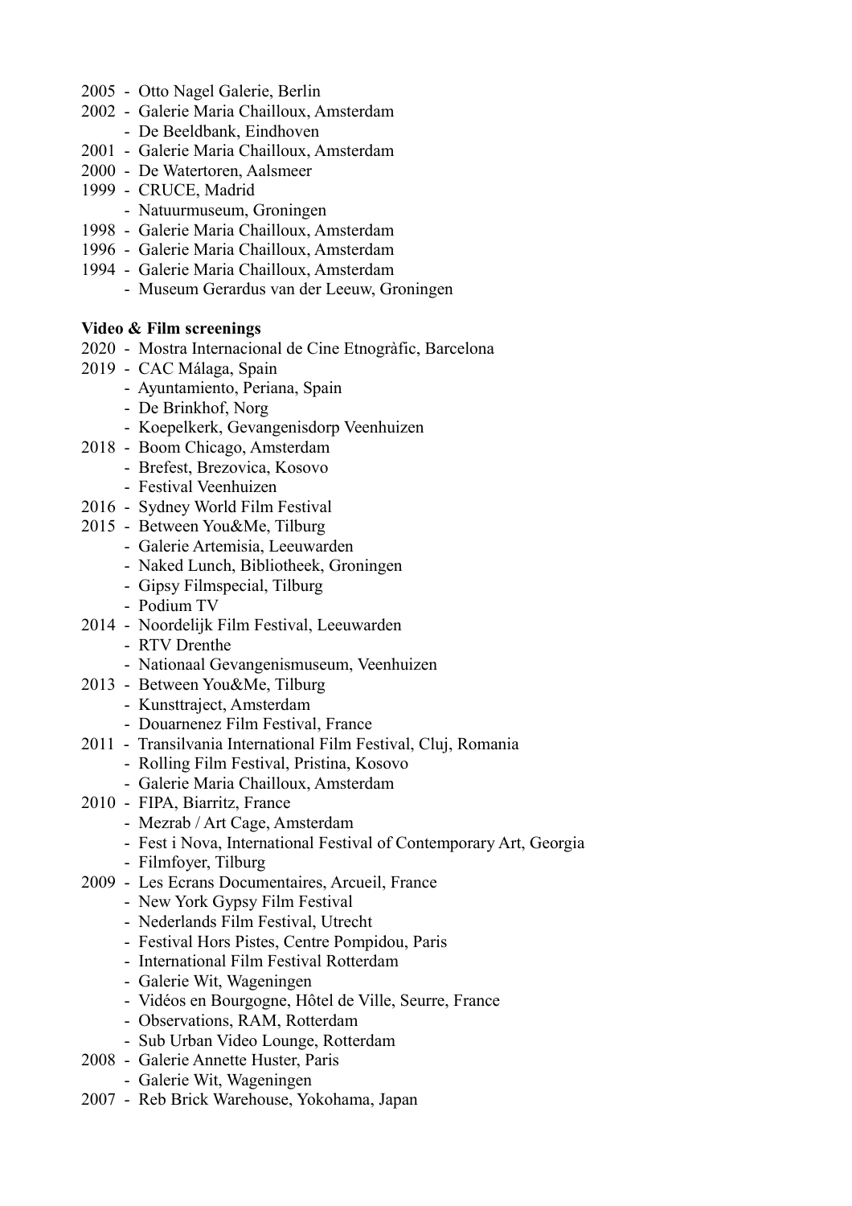2005 - Otto Nagel Galerie, Berlin
2002 - Galerie Maria Chailloux, Amsterdam
- De Beeldbank, Eindhoven
2001 - Galerie Maria Chailloux, Amsterdam
2000 - De Watertoren, Aalsmeer
1999 - CRUCE, Madrid
- Natuurmuseum, Groningen
1998 - Galerie Maria Chailloux, Amsterdam
1996 - Galerie Maria Chailloux, Amsterdam
1994 - Galerie Maria Chailloux, Amsterdam
- Museum Gerardus van der Leeuw, Groningen

**Video & Film screenings**

2020 - Mostra Internacional de Cine Etnogràfic, Barcelona
2019 - CAC Málaga, Spain
- Ayuntamiento, Periana, Spain
- De Brinkhof, Norg
- Koepelkerk, Gevangenisdorp Veenhuizen
2018 - Boom Chicago, Amsterdam
- Brefest, Brezovica, Kosovo
- Festival Veenhuizen
2016 - Sydney World Film Festival
2015 - Between You&Me, Tilburg
- Galerie Artemisia, Leeuwarden
- Naked Lunch, Bibliotheek, Groningen
- Gipsy Filmspecial, Tilburg
- Podium TV
2014 - Noordelijk Film Festival, Leeuwarden
- RTV Drenthe
- Nationaal Gevangenismuseum, Veenhuizen
2013 - Between You&Me, Tilburg
- Kunsttraject, Amsterdam
- Douarnenez Film Festival, France
2011 - Transilvania International Film Festival, Cluj, Romania
- Rolling Film Festival, Pristina, Kosovo
- Galerie Maria Chailloux, Amsterdam
2010 - FIPA, Biarritz, France
- Mezrab / Art Cage, Amsterdam
- Fest i Nova, International Festival of Contemporary Art, Georgia
- Filmfoyer, Tilburg
2009 - Les Ecrans Documentaires, Arcueil, France
- New York Gypsy Film Festival
- Nederlands Film Festival, Utrecht
- Festival Hors Pistes, Centre Pompidou, Paris
- International Film Festival Rotterdam
- Galerie Wit, Wageningen
- Vidéos en Bourgogne, Hôtel de Ville, Seurre, France
- Observations, RAM, Rotterdam
- Sub Urban Video Lounge, Rotterdam
2008 - Galerie Annette Huster, Paris
- Galerie Wit, Wageningen
2007 - Reb Brick Warehouse, Yokohama, Japan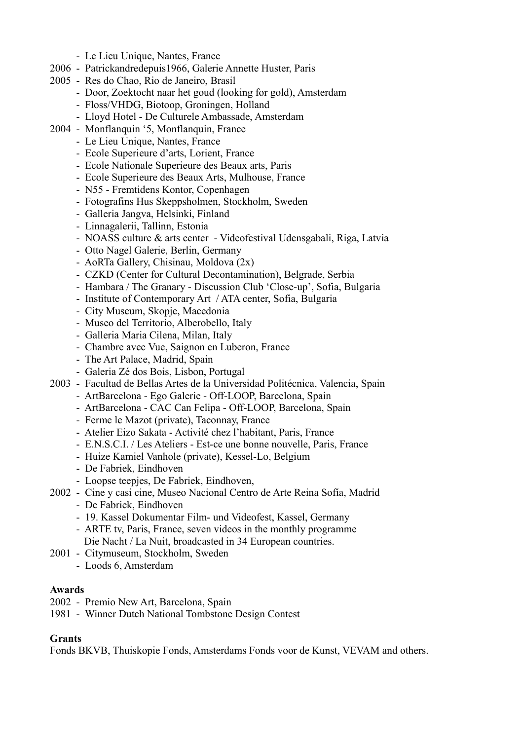- Le Lieu Unique, Nantes, France

2006 - Patrickandredepuis1966, Galerie Annette Huster, Paris

2005 - Res do Chao, Rio de Janeiro, Brasil
- Door, Zoektocht naar het goud (looking for gold), Amsterdam
- Floss/VHDG, Biotoop, Groningen, Holland
- Lloyd Hotel - De Culturele Ambassade, Amsterdam

2004 - Monflanquin '5, Monflanquin, France
- Le Lieu Unique, Nantes, France
- Ecole Superieure d'arts, Lorient, France
- Ecole Nationale Superieure des Beaux arts, Paris
- Ecole Superieure des Beaux Arts, Mulhouse, France
- N55 - Fremtidens Kontor, Copenhagen
- Fotografins Hus Skeppsholmen, Stockholm, Sweden
- Galleria Jangva, Helsinki, Finland
- Linnagalerii, Tallinn, Estonia
- NOASS culture & arts center - Videofestival Udensgabali, Riga, Latvia
- Otto Nagel Galerie, Berlin, Germany
- AoRTa Gallery, Chisinau, Moldova (2x)
- CZKD (Center for Cultural Decontamination), Belgrade, Serbia
- Hambara / The Granary - Discussion Club 'Close-up', Sofia, Bulgaria
- Institute of Contemporary Art / ATA center, Sofia, Bulgaria
- City Museum, Skopje, Macedonia
- Museo del Territorio, Alberobello, Italy
- Galleria Maria Cilena, Milan, Italy
- Chambre avec Vue, Saignon en Luberon, France
- The Art Palace, Madrid, Spain
- Galeria Zé dos Bois, Lisbon, Portugal

2003 - Facultad de Bellas Artes de la Universidad Politécnica, Valencia, Spain
- ArtBarcelona - Ego Galerie - Off-LOOP, Barcelona, Spain
- ArtBarcelona - CAC Can Felipa - Off-LOOP, Barcelona, Spain
- Ferme le Mazot (private), Taconnay, France
- Atelier Eizo Sakata - Activité chez l'habitant, Paris, France
- E.N.S.C.I. / Les Ateliers - Est-ce une bonne nouvelle, Paris, France
- Huize Kamiel Vanhole (private), Kessel-Lo, Belgium
- De Fabriek, Eindhoven
- Loopse teepjes, De Fabriek, Eindhoven,

2002 - Cine y casi cine, Museo Nacional Centro de Arte Reina Sofía, Madrid
- De Fabriek, Eindhoven
- 19. Kassel Dokumentar Film- und Videofest, Kassel, Germany
- ARTE tv, Paris, France, seven videos in the monthly programme Die Nacht / La Nuit, broadcasted in 34 European countries.

2001 - Citymuseum, Stockholm, Sweden
- Loods 6, Amsterdam

**Awards**

2002 - Premio New Art, Barcelona, Spain

1981 - Winner Dutch National Tombstone Design Contest

**Grants**

Fonds BKVB, Thuiskopie Fonds, Amsterdams Fonds voor de Kunst, VEVAM and others.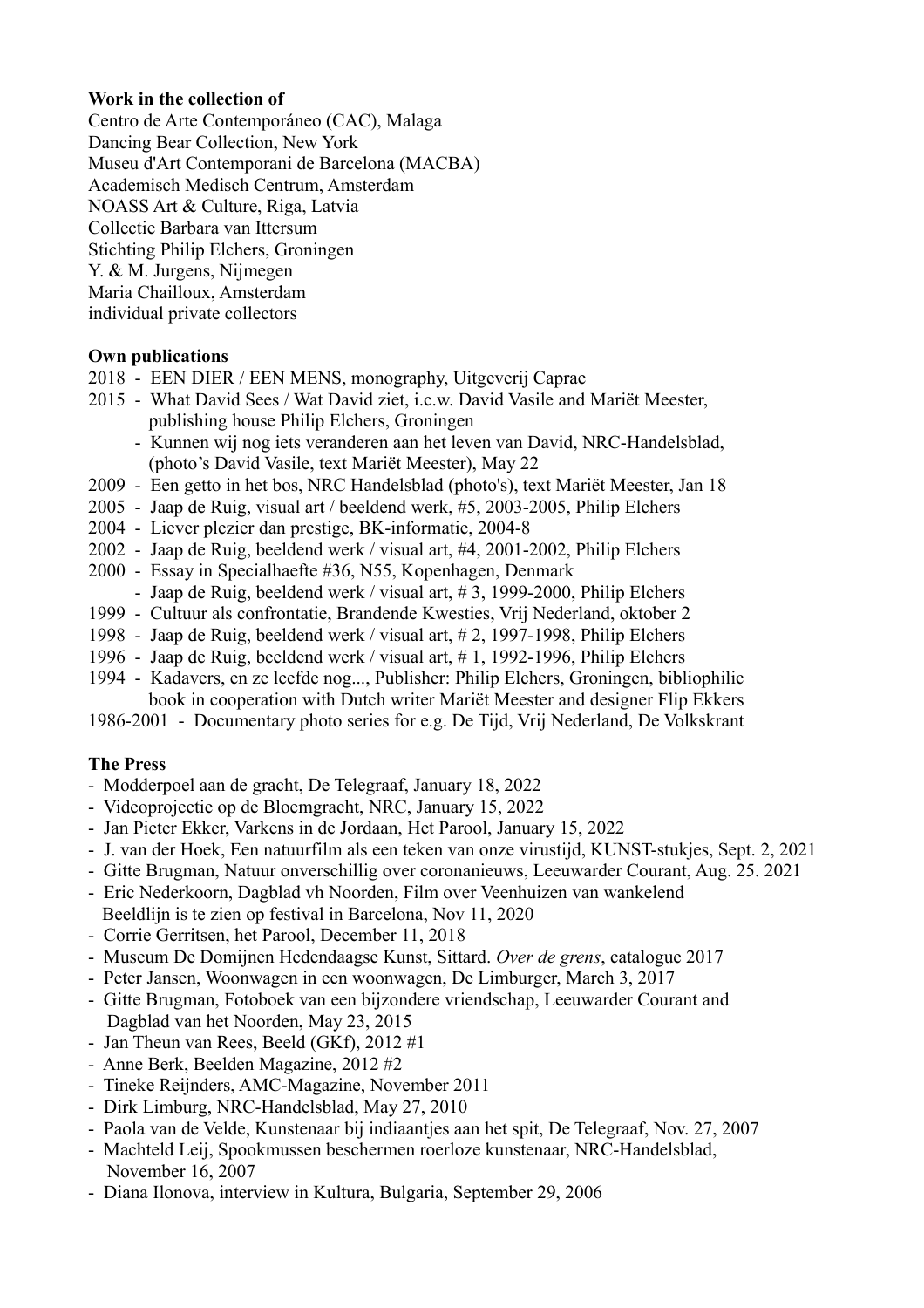**Work in the collection of**

Centro de Arte Contemporáneo (CAC), Malaga
Dancing Bear Collection, New York
Museu d'Art Contemporani de Barcelona (MACBA)
Academisch Medisch Centrum, Amsterdam
NOASS Art & Culture, Riga, Latvia
Collectie Barbara van Ittersum
Stichting Philip Elchers, Groningen
Y. & M. Jurgens, Nijmegen
Maria Chailloux, Amsterdam
individual private collectors

**Own publications**

2018 - EEN DIER / EEN MENS, monography, Uitgeverij Caprae
2015 - What David Sees / Wat David ziet, i.c.w. David Vasile and Mariët Meester, publishing house Philip Elchers, Groningen
- Kunnen wij nog iets veranderen aan het leven van David, NRC-Handelsblad, (photo's David Vasile, text Mariët Meester), May 22
2009 - Een getto in het bos, NRC Handelsblad (photo's), text Mariët Meester, Jan 18
2005 - Jaap de Ruig, visual art / beeldend werk, #5, 2003-2005, Philip Elchers
2004 - Liever plezier dan prestige, BK-informatie, 2004-8
2002 - Jaap de Ruig, beeldend werk / visual art, #4, 2001-2002, Philip Elchers
2000 - Essay in Specialhaefte #36, N55, Kopenhagen, Denmark
- Jaap de Ruig, beeldend werk / visual art, # 3, 1999-2000, Philip Elchers
1999 - Cultuur als confrontatie, Brandende Kwesties, Vrij Nederland, oktober 2
1998 - Jaap de Ruig, beeldend werk / visual art, # 2, 1997-1998, Philip Elchers
1996 - Jaap de Ruig, beeldend werk / visual art, # 1, 1992-1996, Philip Elchers
1994 - Kadavers, en ze leefde nog..., Publisher: Philip Elchers, Groningen, bibliophilic book in cooperation with Dutch writer Mariët Meester and designer Flip Ekkers
1986-2001 - Documentary photo series for e.g. De Tijd, Vrij Nederland, De Volkskrant

**The Press**

- Modderpoel aan de gracht, De Telegraaf, January 18, 2022
- Videoprojectie op de Bloemgracht, NRC, January 15, 2022
- Jan Pieter Ekker, Varkens in de Jordaan, Het Parool, January 15, 2022
- J. van der Hoek, Een natuurfilm als een teken van onze virustijd, KUNST-stukjes, Sept. 2, 2021
- Gitte Brugman, Natuur onverschillig over coronanieuws, Leeuwarder Courant, Aug. 25. 2021
- Eric Nederkoorn, Dagblad vh Noorden, Film over Veenhuizen van wankelend Beeldlijn is te zien op festival in Barcelona, Nov 11, 2020
- Corrie Gerritsen, het Parool, December 11, 2018
- Museum De Domijnen Hedendaagse Kunst, Sittard. *Over de grens*, catalogue 2017
- Peter Jansen, Woonwagen in een woonwagen, De Limburger, March 3, 2017
- Gitte Brugman, Fotoboek van een bijzondere vriendschap, Leeuwarder Courant and Dagblad van het Noorden, May 23, 2015
- Jan Theun van Rees, Beeld (GKf), 2012 #1
- Anne Berk, Beelden Magazine, 2012 #2
- Tineke Reijnders, AMC-Magazine, November 2011
- Dirk Limburg, NRC-Handelsblad, May 27, 2010
- Paola van de Velde, Kunstenaar bij indiaantjes aan het spit, De Telegraaf, Nov. 27, 2007
- Machteld Leij, Spookmussen beschermen roerloze kunstenaar, NRC-Handelsblad, November 16, 2007
- Diana Ilonova, interview in Kultura, Bulgaria, September 29, 2006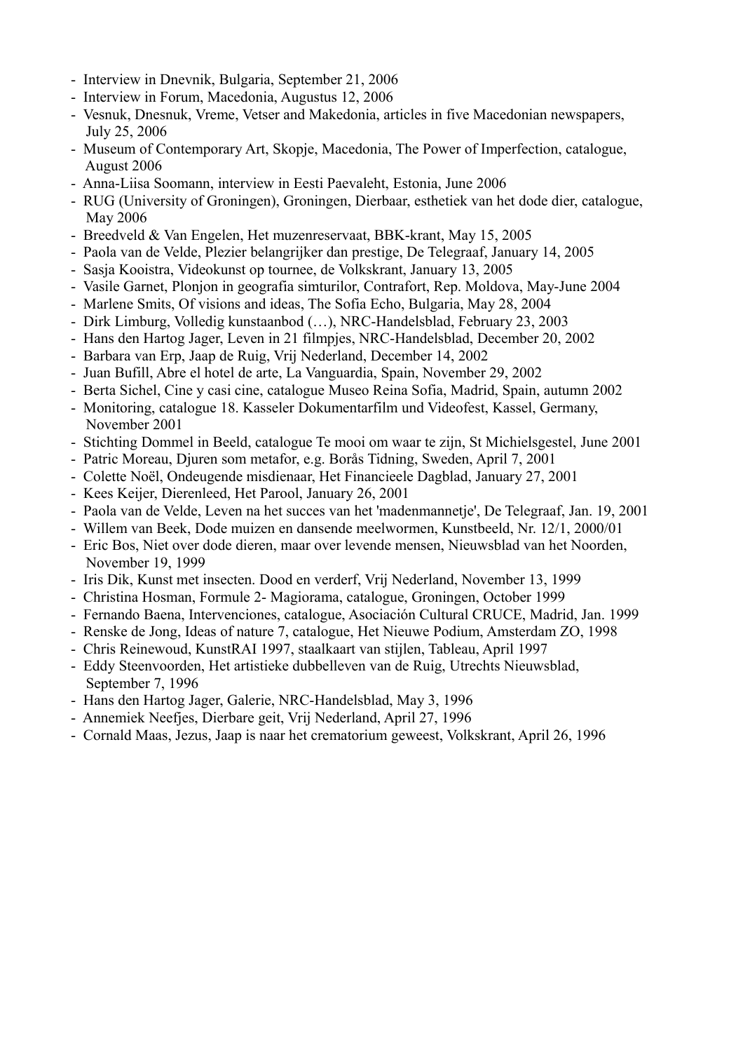- Interview in Dnevnik, Bulgaria, September 21, 2006
- Interview in Forum, Macedonia, Augustus 12, 2006
- Vesnuk, Dnesnuk, Vreme, Vetser and Makedonia, articles in five Macedonian newspapers, July 25, 2006
- Museum of Contemporary Art, Skopje, Macedonia, The Power of Imperfection, catalogue, August 2006
- Anna-Liisa Soomann, interview in Eesti Paevaleht, Estonia, June 2006
- RUG (University of Groningen), Groningen, Dierbaar, esthetiek van het dode dier, catalogue, May 2006
- Breedveld & Van Engelen, Het muzenreservaat, BBK-krant, May 15, 2005
- Paola van de Velde, Plezier belangrijker dan prestige, De Telegraaf, January 14, 2005
- Sasja Kooistra, Videokunst op tournee, de Volkskrant, January 13, 2005
- Vasile Garnet, Plonjon in geografia simturilor, Contrafort, Rep. Moldova, May-June 2004
- Marlene Smits, Of visions and ideas, The Sofia Echo, Bulgaria, May 28, 2004
- Dirk Limburg, Volledig kunstaanbod (…), NRC-Handelsblad, February 23, 2003
- Hans den Hartog Jager, Leven in 21 filmpjes, NRC-Handelsblad, December 20, 2002
- Barbara van Erp, Jaap de Ruig, Vrij Nederland, December 14, 2002
- Juan Bufill, Abre el hotel de arte, La Vanguardia, Spain, November 29, 2002
- Berta Sichel, Cine y casi cine, catalogue Museo Reina Sofia, Madrid, Spain, autumn 2002
- Monitoring, catalogue 18. Kasseler Dokumentarfilm und Videofest, Kassel, Germany, November 2001
- Stichting Dommel in Beeld, catalogue Te mooi om waar te zijn, St Michielsgestel, June 2001
- Patric Moreau, Djuren som metafor, e.g. Borås Tidning, Sweden, April 7, 2001
- Colette Noël, Ondeugende misdienaar, Het Financieele Dagblad, January 27, 2001
- Kees Keijer, Dierenleed, Het Parool, January 26, 2001
- Paola van de Velde, Leven na het succes van het 'madenmannetje', De Telegraaf, Jan. 19, 2001
- Willem van Beek, Dode muizen en dansende meelwormen, Kunstbeeld, Nr. 12/1, 2000/01
- Eric Bos, Niet over dode dieren, maar over levende mensen, Nieuwsblad van het Noorden, November 19, 1999
- Iris Dik, Kunst met insecten. Dood en verderf, Vrij Nederland, November 13, 1999
- Christina Hosman, Formule 2- Magiorama, catalogue, Groningen, October 1999
- Fernando Baena, Intervenciones, catalogue, Asociación Cultural CRUCE, Madrid, Jan. 1999
- Renske de Jong, Ideas of nature 7, catalogue, Het Nieuwe Podium, Amsterdam ZO, 1998
- Chris Reinewoud, KunstRAI 1997, staalkaart van stijlen, Tableau, April 1997
- Eddy Steenvoorden, Het artistieke dubbelleven van de Ruig, Utrechts Nieuwsblad, September 7, 1996
- Hans den Hartog Jager, Galerie, NRC-Handelsblad, May 3, 1996
- Annemiek Neefjes, Dierbare geit, Vrij Nederland, April 27, 1996
- Cornald Maas, Jezus, Jaap is naar het crematorium geweest, Volkskrant, April 26, 1996